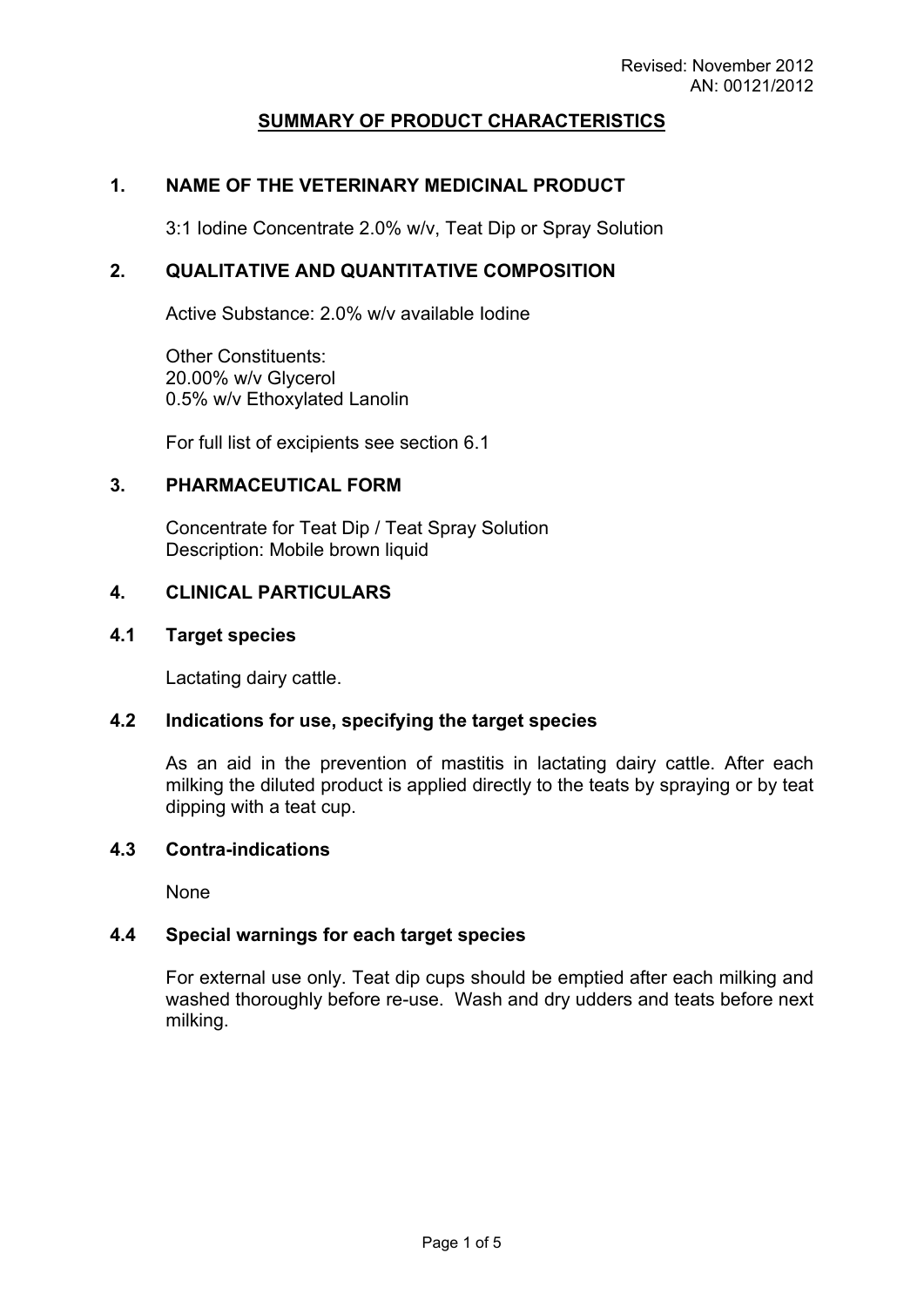Revised: November 2012
AN: 00121/2012

# SUMMARY OF PRODUCT CHARACTERISTICS

## 1. NAME OF THE VETERINARY MEDICINAL PRODUCT

3:1 Iodine Concentrate 2.0% w/v, Teat Dip or Spray Solution

## 2. QUALITATIVE AND QUANTITATIVE COMPOSITION

Active Substance: 2.0% w/v available Iodine

Other Constituents:
20.00% w/v Glycerol
0.5% w/v Ethoxylated Lanolin

For full list of excipients see section 6.1

## 3. PHARMACEUTICAL FORM

Concentrate for Teat Dip / Teat Spray Solution
Description: Mobile brown liquid

## 4. CLINICAL PARTICULARS

### 4.1 Target species

Lactating dairy cattle.

### 4.2 Indications for use, specifying the target species

As an aid in the prevention of mastitis in lactating dairy cattle. After each milking the diluted product is applied directly to the teats by spraying or by teat dipping with a teat cup.

### 4.3 Contra-indications

None

### 4.4 Special warnings for each target species

For external use only. Teat dip cups should be emptied after each milking and washed thoroughly before re-use. Wash and dry udders and teats before next milking.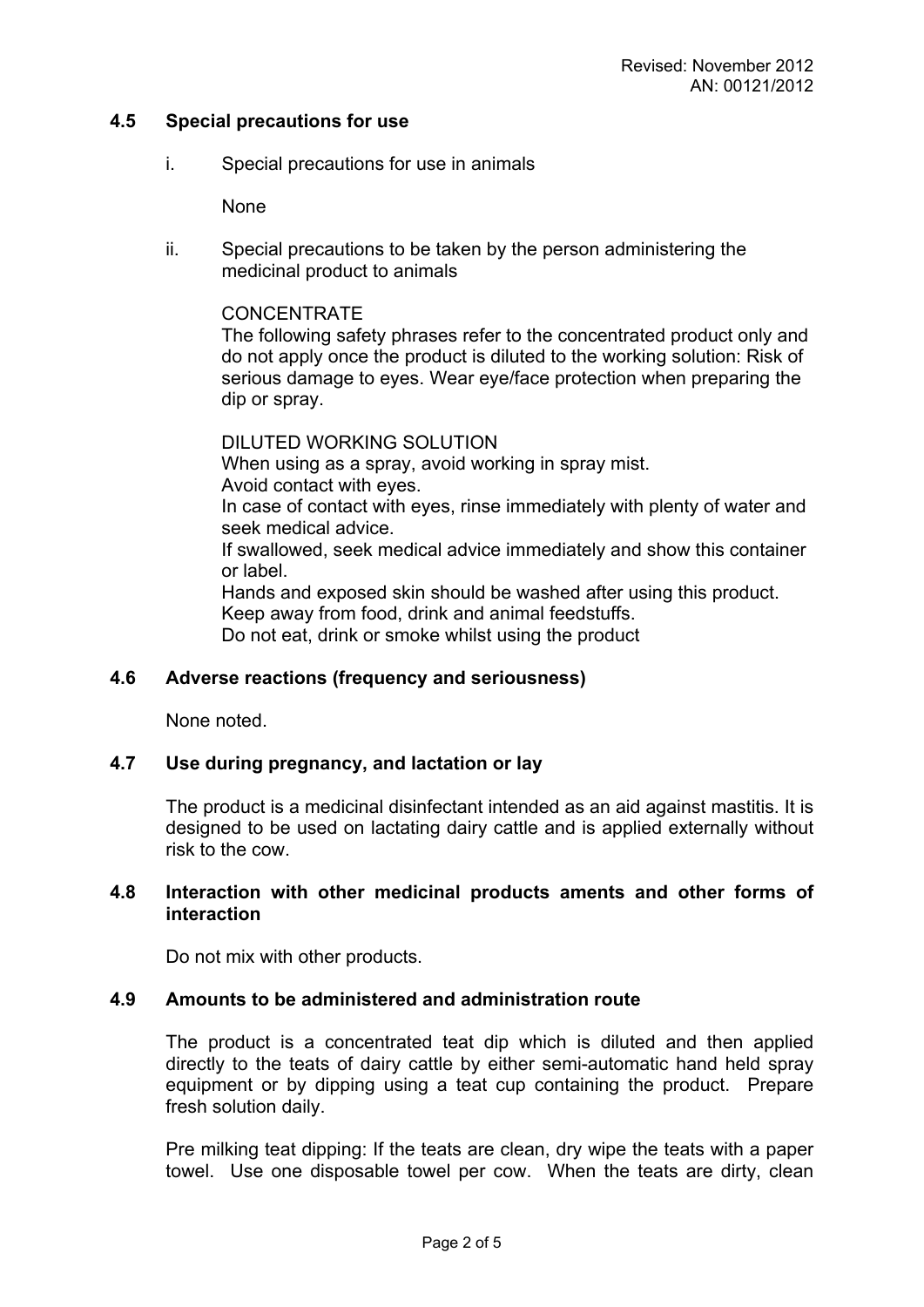### 4.5 Special precautions for use

i. Special precautions for use in animals

None

ii. Special precautions to be taken by the person administering the medicinal product to animals

CONCENTRATE
The following safety phrases refer to the concentrated product only and do not apply once the product is diluted to the working solution: Risk of serious damage to eyes. Wear eye/face protection when preparing the dip or spray.

DILUTED WORKING SOLUTION
When using as a spray, avoid working in spray mist.
Avoid contact with eyes.
In case of contact with eyes, rinse immediately with plenty of water and seek medical advice.
If swallowed, seek medical advice immediately and show this container or label.
Hands and exposed skin should be washed after using this product.
Keep away from food, drink and animal feedstuffs.
Do not eat, drink or smoke whilst using the product

### 4.6 Adverse reactions (frequency and seriousness)

None noted.

### 4.7 Use during pregnancy, and lactation or lay

The product is a medicinal disinfectant intended as an aid against mastitis. It is designed to be used on lactating dairy cattle and is applied externally without risk to the cow.

### 4.8 Interaction with other medicinal products aments and other forms of interaction

Do not mix with other products.

### 4.9 Amounts to be administered and administration route

The product is a concentrated teat dip which is diluted and then applied directly to the teats of dairy cattle by either semi-automatic hand held spray equipment or by dipping using a teat cup containing the product. Prepare fresh solution daily.

Pre milking teat dipping: If the teats are clean, dry wipe the teats with a paper towel. Use one disposable towel per cow. When the teats are dirty, clean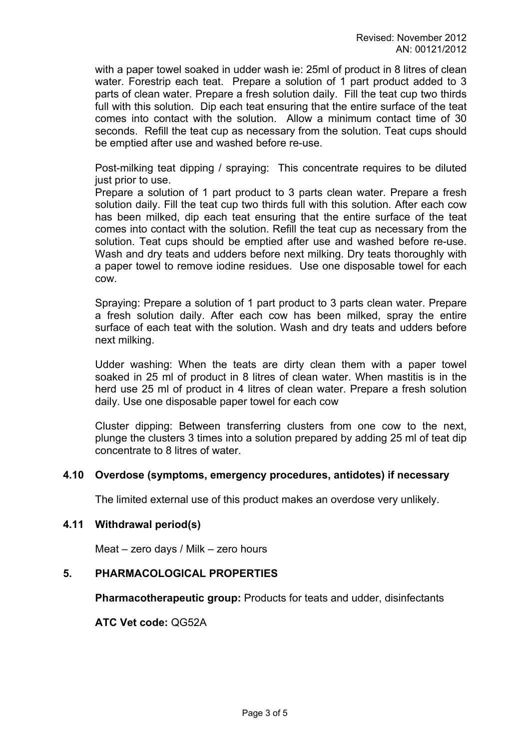with a paper towel soaked in udder wash ie: 25ml of product in 8 litres of clean water. Forestrip each teat. Prepare a solution of 1 part product added to 3 parts of clean water. Prepare a fresh solution daily. Fill the teat cup two thirds full with this solution. Dip each teat ensuring that the entire surface of the teat comes into contact with the solution. Allow a minimum contact time of 30 seconds. Refill the teat cup as necessary from the solution. Teat cups should be emptied after use and washed before re-use.

Post-milking teat dipping / spraying: This concentrate requires to be diluted just prior to use.
Prepare a solution of 1 part product to 3 parts clean water. Prepare a fresh solution daily. Fill the teat cup two thirds full with this solution. After each cow has been milked, dip each teat ensuring that the entire surface of the teat comes into contact with the solution. Refill the teat cup as necessary from the solution. Teat cups should be emptied after use and washed before re-use. Wash and dry teats and udders before next milking. Dry teats thoroughly with a paper towel to remove iodine residues. Use one disposable towel for each cow.

Spraying: Prepare a solution of 1 part product to 3 parts clean water. Prepare a fresh solution daily. After each cow has been milked, spray the entire surface of each teat with the solution. Wash and dry teats and udders before next milking.

Udder washing: When the teats are dirty clean them with a paper towel soaked in 25 ml of product in 8 litres of clean water. When mastitis is in the herd use 25 ml of product in 4 litres of clean water. Prepare a fresh solution daily. Use one disposable paper towel for each cow

Cluster dipping: Between transferring clusters from one cow to the next, plunge the clusters 3 times into a solution prepared by adding 25 ml of teat dip concentrate to 8 litres of water.

### 4.10 Overdose (symptoms, emergency procedures, antidotes) if necessary

The limited external use of this product makes an overdose very unlikely.

### 4.11 Withdrawal period(s)

Meat – zero days / Milk – zero hours

## 5. PHARMACOLOGICAL PROPERTIES

**Pharmacotherapeutic group:** Products for teats and udder, disinfectants

**ATC Vet code:** QG52A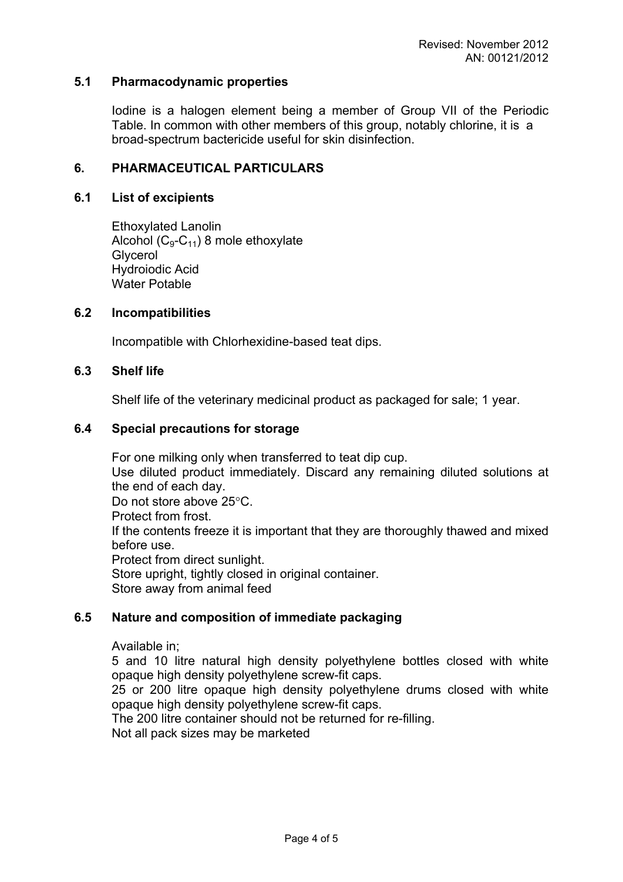## 5.1 Pharmacodynamic properties

Iodine is a halogen element being a member of Group VII of the Periodic Table. In common with other members of this group, notably chlorine, it is a broad-spectrum bactericide useful for skin disinfection.

## 6. PHARMACEUTICAL PARTICULARS

### 6.1 List of excipients

Ethoxylated Lanolin
Alcohol ($C_9$-$C_{11}$) 8 mole ethoxylate
Glycerol
Hydroiodic Acid
Water Potable

### 6.2 Incompatibilities

Incompatible with Chlorhexidine-based teat dips.

### 6.3 Shelf life

Shelf life of the veterinary medicinal product as packaged for sale; 1 year.

### 6.4 Special precautions for storage

For one milking only when transferred to teat dip cup.
Use diluted product immediately. Discard any remaining diluted solutions at the end of each day.
Do not store above 25°C.
Protect from frost.
If the contents freeze it is important that they are thoroughly thawed and mixed before use.
Protect from direct sunlight.
Store upright, tightly closed in original container.
Store away from animal feed

### 6.5 Nature and composition of immediate packaging

Available in;
5 and 10 litre natural high density polyethylene bottles closed with white opaque high density polyethylene screw-fit caps.
25 or 200 litre opaque high density polyethylene drums closed with white opaque high density polyethylene screw-fit caps.
The 200 litre container should not be returned for re-filling.
Not all pack sizes may be marketed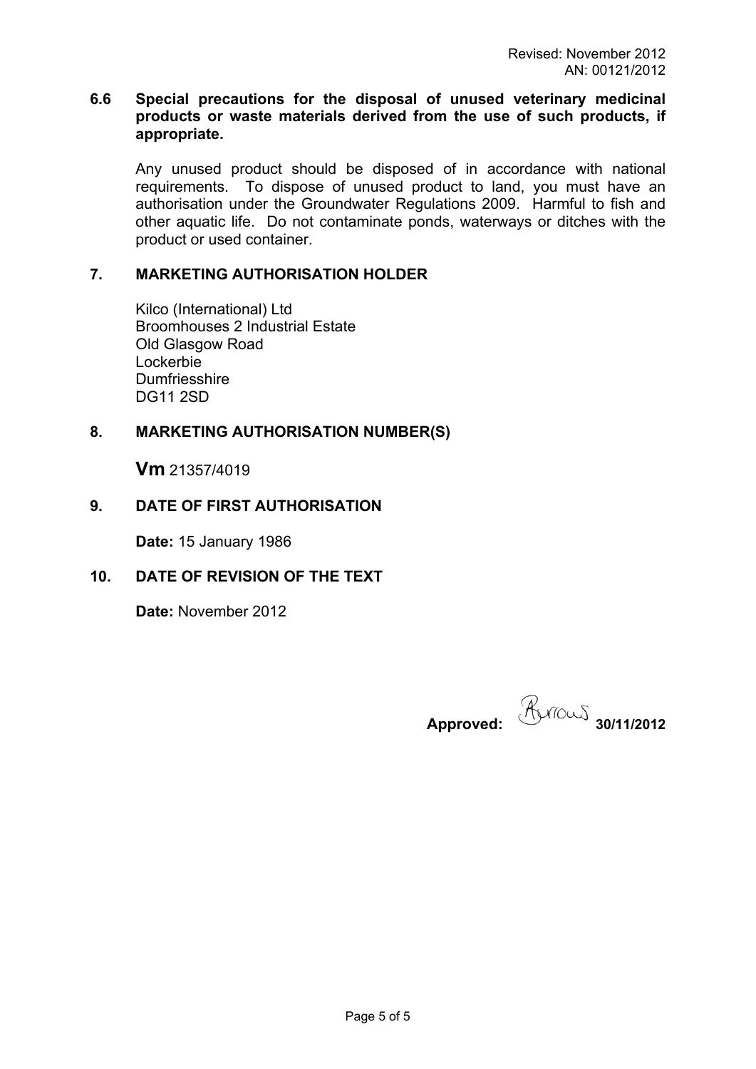Revised: November 2012
AN: 00121/2012

### 6.6 Special precautions for the disposal of unused veterinary medicinal products or waste materials derived from the use of such products, if appropriate.

Any unused product should be disposed of in accordance with national requirements. To dispose of unused product to land, you must have an authorisation under the Groundwater Regulations 2009. Harmful to fish and other aquatic life. Do not contaminate ponds, waterways or ditches with the product or used container.

## 7. MARKETING AUTHORISATION HOLDER

Kilco (International) Ltd
Broomhouses 2 Industrial Estate
Old Glasgow Road
Lockerbie
Dumfriesshire
DG11 2SD

## 8. MARKETING AUTHORISATION NUMBER(S)

**Vm** 21357/4019

## 9. DATE OF FIRST AUTHORISATION

**Date:** 15 January 1986

## 10. DATE OF REVISION OF THE TEXT

**Date:** November 2012

**Approved:** Burrows **30/11/2012**